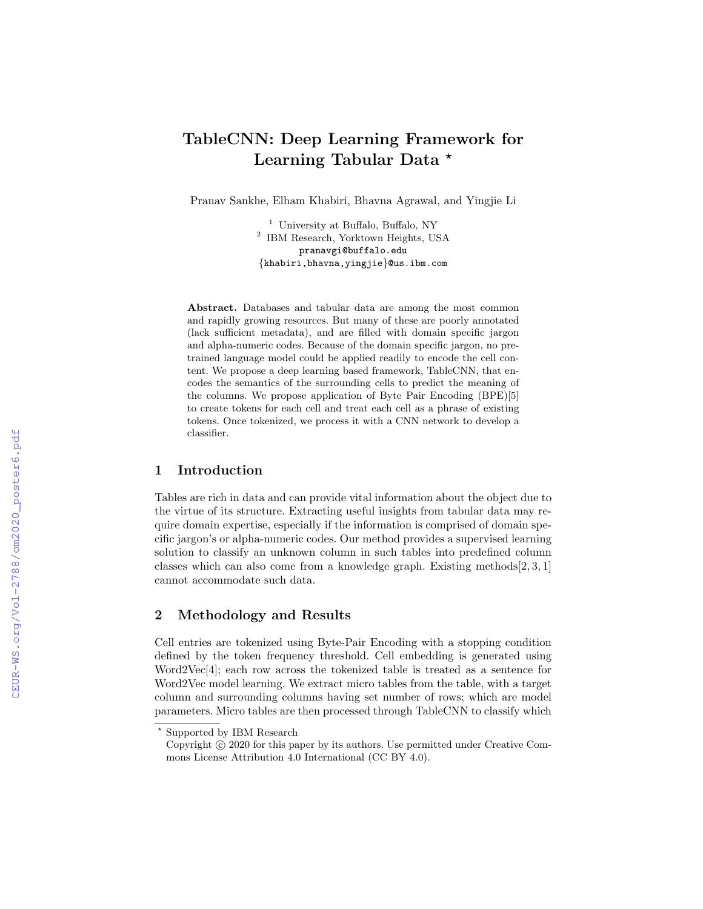# TableCNN: Deep Learning Framework for Learning Tabular Data *

Pranav Sankhe, Elham Khabiri, Bhavna Agrawal, and Yingjie Li

[1] University at Buffalo, Buffalo, NY
[2] IBM Research, Yorktown Heights, USA
pranavgi@buffalo.edu
{khabiri,bhavna,yingjie}@us.ibm.com

**Abstract.** Databases and tabular data are among the most common and rapidly growing resources. But many of these are poorly annotated (lack sufficient metadata), and are filled with domain specific jargon and alpha-numeric codes. Because of the domain specific jargon, no pre-trained language model could be applied readily to encode the cell content. We propose a deep learning based framework, TableCNN, that encodes the semantics of the surrounding cells to predict the meaning of the columns. We propose application of Byte Pair Encoding (BPE)[5] to create tokens for each cell and treat each cell as a phrase of existing tokens. Once tokenized, we process it with a CNN network to develop a classifier.

## 1 Introduction

Tables are rich in data and can provide vital information about the object due to the virtue of its structure. Extracting useful insights from tabular data may require domain expertise, especially if the information is comprised of domain specific jargon's or alpha-numeric codes. Our method provides a supervised learning solution to classify an unknown column in such tables into predefined column classes which can also come from a knowledge graph. Existing methods[2, 3, 1] cannot accommodate such data.

## 2 Methodology and Results

Cell entries are tokenized using Byte-Pair Encoding with a stopping condition defined by the token frequency threshold. Cell embedding is generated using Word2Vec[4]; each row across the tokenized table is treated as a sentence for Word2Vec model learning. We extract micro tables from the table, with a target column and surrounding columns having set number of rows; which are model parameters. Micro tables are then processed through TableCNN to classify which

* Supported by IBM Research
Copyright © 2020 for this paper by its authors. Use permitted under Creative Commons License Attribution 4.0 International (CC BY 4.0).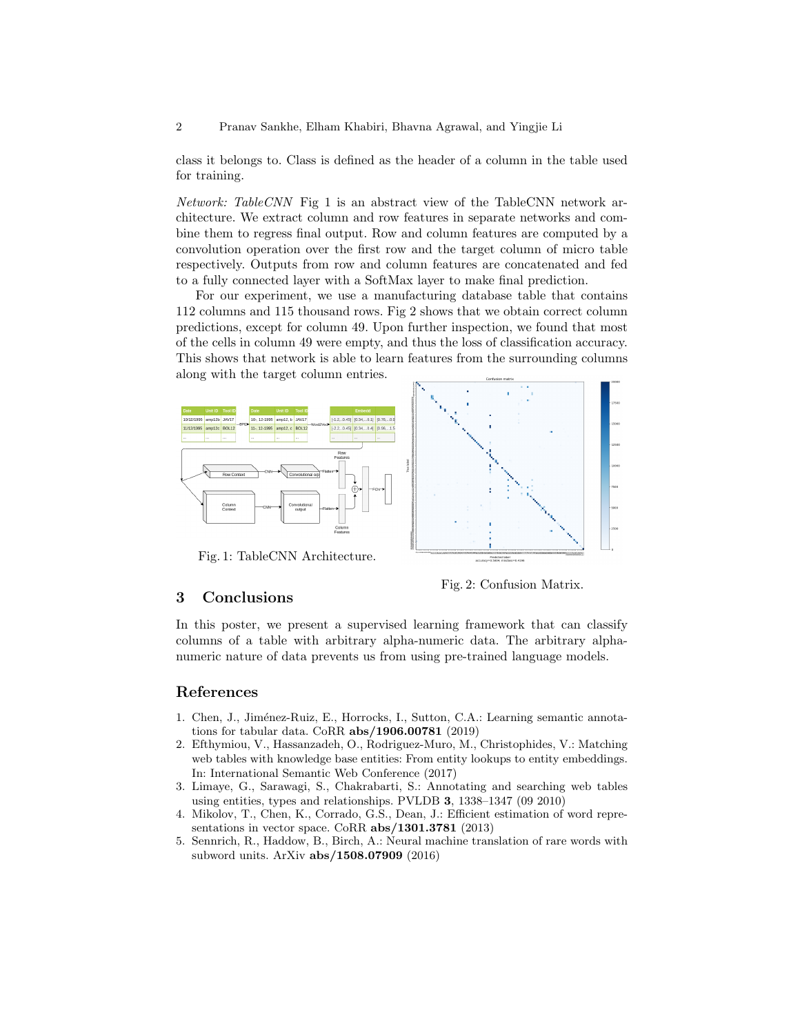class it belongs to. Class is defined as the header of a column in the table used for training.

*Network: TableCNN* Fig 1 is an abstract view of the TableCNN network architecture. We extract column and row features in separate networks and combine them to regress final output. Row and column features are computed by a convolution operation over the first row and the target column of micro table respectively. Outputs from row and column features are concatenated and fed to a fully connected layer with a SoftMax layer to make final prediction.

For our experiment, we use a manufacturing database table that contains 112 columns and 115 thousand rows. Fig 2 shows that we obtain correct column predictions, except for column 49. Upon further inspection, we found that most of the cells in column 49 were empty, and thus the loss of classification accuracy. This shows that network is able to learn features from the surrounding columns along with the target column entries.

Fig. 1: TableCNN Architecture.

Fig. 2: Confusion Matrix.

## 3 Conclusions

In this poster, we present a supervised learning framework that can classify columns of a table with arbitrary alpha-numeric data. The arbitrary alpha-numeric nature of data prevents us from using pre-trained language models.

## References

1. Chen, J., Jiménez-Ruiz, E., Horrocks, I., Sutton, C.A.: Learning semantic annotations for tabular data. CoRR **abs/1906.00781** (2019)
2. Efthymiou, V., Hassanzadeh, O., Rodriguez-Muro, M., Christophides, V.: Matching web tables with knowledge base entities: From entity lookups to entity embeddings. In: International Semantic Web Conference (2017)
3. Limaye, G., Sarawagi, S., Chakrabarti, S.: Annotating and searching web tables using entities, types and relationships. PVLDB **3**, 1338–1347 (09 2010)
4. Mikolov, T., Chen, K., Corrado, G.S., Dean, J.: Efficient estimation of word representations in vector space. CoRR **abs/1301.3781** (2013)
5. Sennrich, R., Haddow, B., Birch, A.: Neural machine translation of rare words with subword units. ArXiv **abs/1508.07909** (2016)